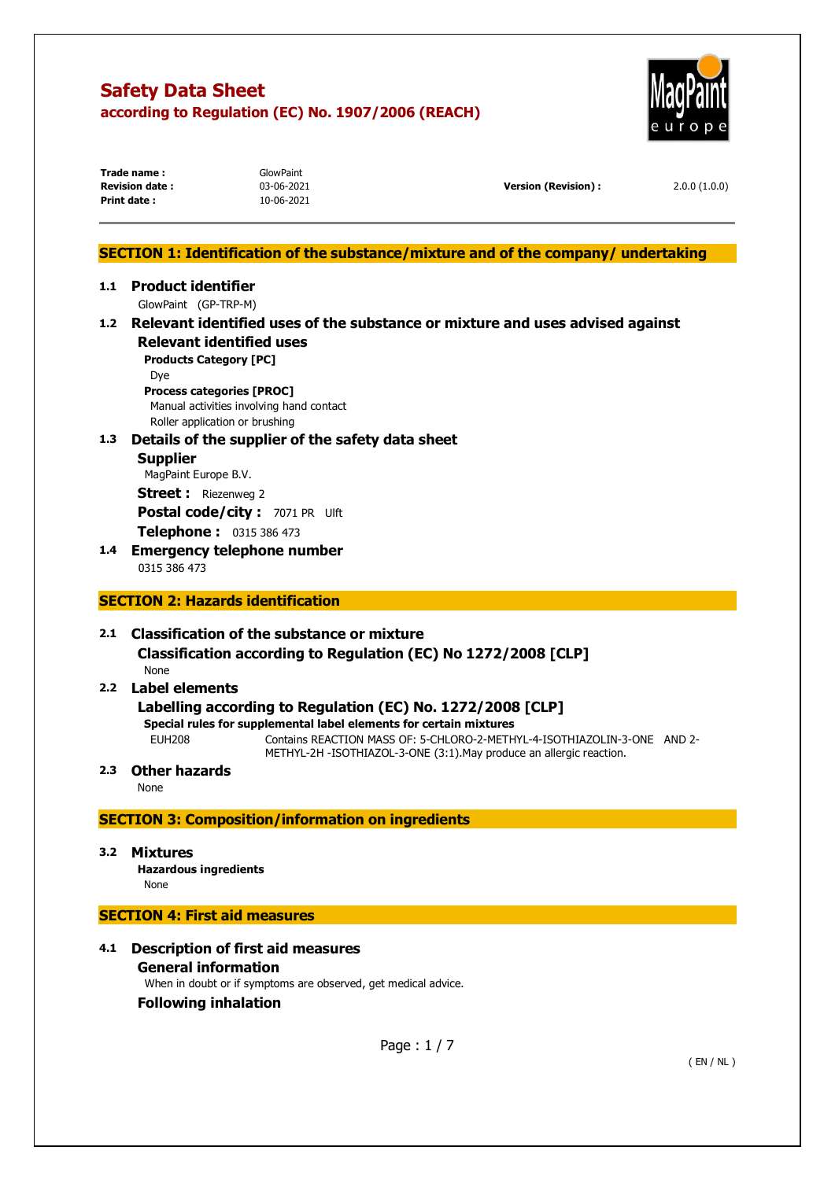# Safety Data Sheet

**according to Regulation (EC) No. 1907/2006 (REACH)**

| | | | |
|---|---|---|---|
| **Trade name :** | GlowPaint | | |
| **Revision date :** | 03-06-2021 | **Version (Revision) :** | 2.0.0 (1.0.0) |
| **Print date :** | 10-06-2021 | | |

## SECTION 1: Identification of the substance/mixture and of the company/ undertaking

### 1.1 Product identifier

GlowPaint (GP-TRP-M)

### 1.2 Relevant identified uses of the substance or mixture and uses advised against

**Relevant identified uses**

**Products Category [PC]**

Dye

**Process categories [PROC]**

Manual activities involving hand contact

Roller application or brushing

### 1.3 Details of the supplier of the safety data sheet

**Supplier**

MagPaint Europe B.V.

**Street :** Riezenweg 2

**Postal code/city :** 7071 PR Ulft

**Telephone :** 0315 386 473

### 1.4 Emergency telephone number

0315 386 473

## SECTION 2: Hazards identification

### 2.1 Classification of the substance or mixture

**Classification according to Regulation (EC) No 1272/2008 [CLP]**

None

### 2.2 Label elements

**Labelling according to Regulation (EC) No. 1272/2008 [CLP]**

**Special rules for supplemental label elements for certain mixtures**

EUH208 Contains REACTION MASS OF: 5-CHLORO-2-METHYL-4-ISOTHIAZOLIN-3-ONE AND 2-METHYL-2H -ISOTHIAZOL-3-ONE (3:1).May produce an allergic reaction.

### 2.3 Other hazards

None

## SECTION 3: Composition/information on ingredients

### 3.2 Mixtures

**Hazardous ingredients**

None

## SECTION 4: First aid measures

### 4.1 Description of first aid measures

**General information**

When in doubt or if symptoms are observed, get medical advice.

**Following inhalation**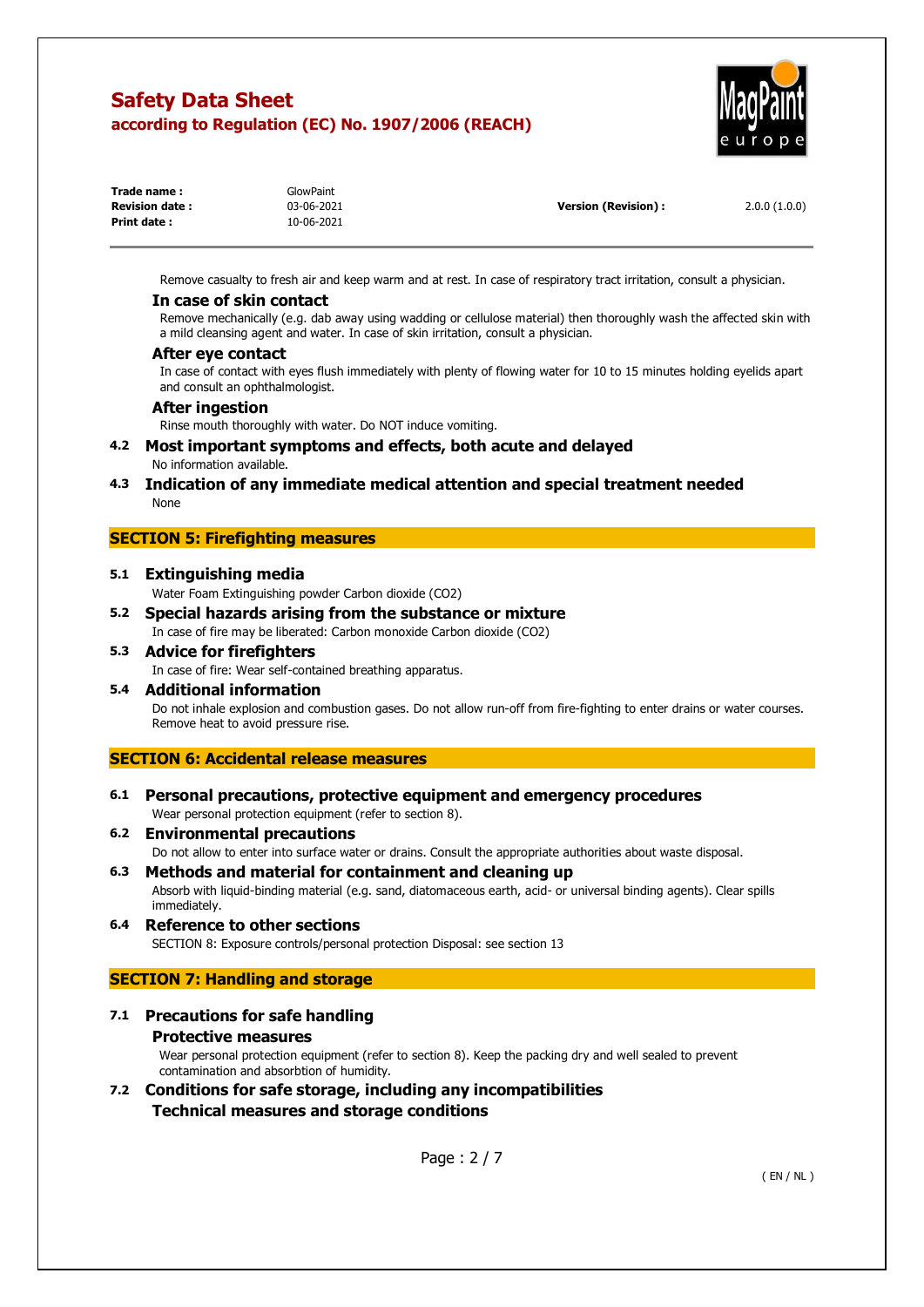Remove casualty to fresh air and keep warm and at rest. In case of respiratory tract irritation, consult a physician.

#### In case of skin contact

Remove mechanically (e.g. dab away using wadding or cellulose material) then thoroughly wash the affected skin with a mild cleansing agent and water. In case of skin irritation, consult a physician.

#### After eye contact

In case of contact with eyes flush immediately with plenty of flowing water for 10 to 15 minutes holding eyelids apart and consult an ophthalmologist.

#### After ingestion

Rinse mouth thoroughly with water. Do NOT induce vomiting.

### 4.2 Most important symptoms and effects, both acute and delayed

No information available.

### 4.3 Indication of any immediate medical attention and special treatment needed

None

## SECTION 5: Firefighting measures

### 5.1 Extinguishing media

Water Foam Extinguishing powder Carbon dioxide ($CO_2$)

### 5.2 Special hazards arising from the substance or mixture

In case of fire may be liberated: Carbon monoxide Carbon dioxide ($CO_2$)

### 5.3 Advice for firefighters

In case of fire: Wear self-contained breathing apparatus.

### 5.4 Additional information

Do not inhale explosion and combustion gases. Do not allow run-off from fire-fighting to enter drains or water courses. Remove heat to avoid pressure rise.

## SECTION 6: Accidental release measures

### 6.1 Personal precautions, protective equipment and emergency procedures

Wear personal protection equipment (refer to section 8).

### 6.2 Environmental precautions

Do not allow to enter into surface water or drains. Consult the appropriate authorities about waste disposal.

### 6.3 Methods and material for containment and cleaning up

Absorb with liquid-binding material (e.g. sand, diatomaceous earth, acid- or universal binding agents). Clear spills immediately.

### 6.4 Reference to other sections

SECTION 8: Exposure controls/personal protection Disposal: see section 13

## SECTION 7: Handling and storage

### 7.1 Precautions for safe handling

#### Protective measures

Wear personal protection equipment (refer to section 8). Keep the packing dry and well sealed to prevent contamination and absorbtion of humidity.

### 7.2 Conditions for safe storage, including any incompatibilities

#### Technical measures and storage conditions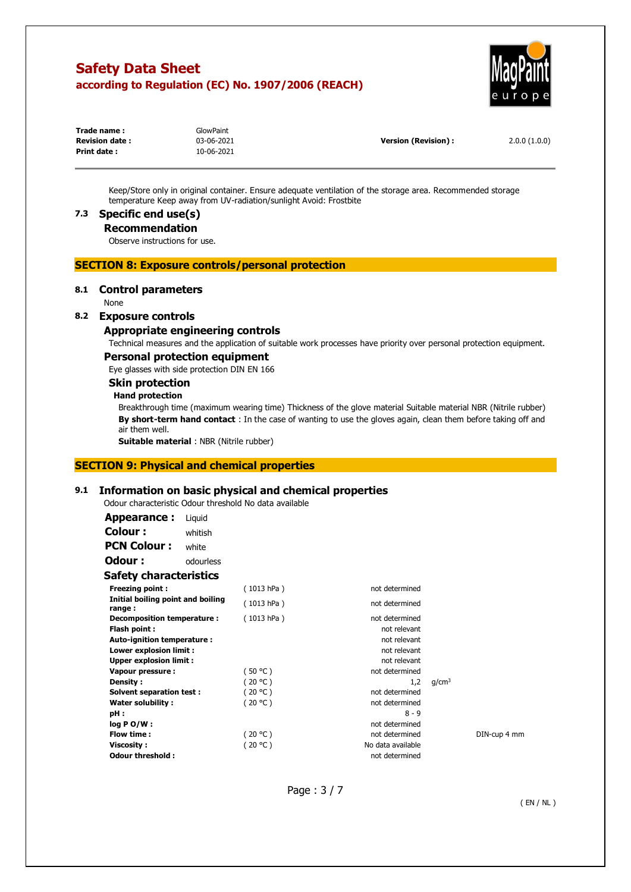Keep/Store only in original container. Ensure adequate ventilation of the storage area. Recommended storage temperature Keep away from UV-radiation/sunlight Avoid: Frostbite

### 7.3 Specific end use(s)

#### Recommendation

Observe instructions for use.

## SECTION 8: Exposure controls/personal protection

### 8.1 Control parameters

None

### 8.2 Exposure controls

#### Appropriate engineering controls

Technical measures and the application of suitable work processes have priority over personal protection equipment.

#### Personal protection equipment

Eye glasses with side protection DIN EN 166

#### Skin protection

**Hand protection**

Breakthrough time (maximum wearing time) Thickness of the glove material Suitable material NBR (Nitrile rubber)

**By short-term hand contact** : In the case of wanting to use the gloves again, clean them before taking off and air them well.

**Suitable material** : NBR (Nitrile rubber)

## SECTION 9: Physical and chemical properties

### 9.1 Information on basic physical and chemical properties

Odour characteristic Odour threshold No data available

**Appearance :** Liquid

**Colour :** whitish

**PCN Colour :** white

**Odour :** odourless

#### Safety characteristics

| | | | | |
|---|---|---|---|---|
| **Freezing point :** | ( 1013 hPa ) | not determined | | |
| **Initial boiling point and boiling range :** | ( 1013 hPa ) | not determined | | |
| **Decomposition temperature :** | ( 1013 hPa ) | not determined | | |
| **Flash point :** | | not relevant | | |
| **Auto-ignition temperature :** | | not relevant | | |
| **Lower explosion limit :** | | not relevant | | |
| **Upper explosion limit :** | | not relevant | | |
| **Vapour pressure :** | ( 50 °C ) | not determined | | |
| **Density :** | ( 20 °C ) | 1,2 | g/cm³ | |
| **Solvent separation test :** | ( 20 °C ) | not determined | | |
| **Water solubility :** | ( 20 °C ) | not determined | | |
| **pH :** | | 8 - 9 | | |
| **log P O/W :** | | not determined | | |
| **Flow time :** | ( 20 °C ) | not determined | | DIN-cup 4 mm |
| **Viscosity :** | ( 20 °C ) | No data available | | |
| **Odour threshold :** | | not determined | | |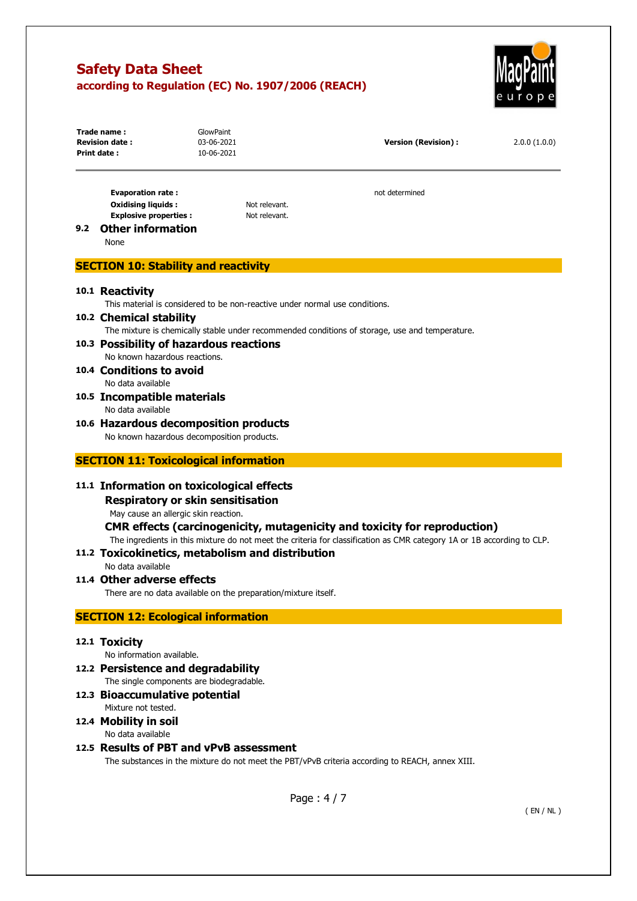**Evaporation rate :** not determined

**Oxidising liquids :** Not relevant.

**Explosive properties :** Not relevant.

### 9.2 Other information

None

## SECTION 10: Stability and reactivity

### 10.1 Reactivity

This material is considered to be non-reactive under normal use conditions.

### 10.2 Chemical stability

The mixture is chemically stable under recommended conditions of storage, use and temperature.

### 10.3 Possibility of hazardous reactions

No known hazardous reactions.

### 10.4 Conditions to avoid

No data available

### 10.5 Incompatible materials

No data available

### 10.6 Hazardous decomposition products

No known hazardous decomposition products.

## SECTION 11: Toxicological information

### 11.1 Information on toxicological effects

#### Respiratory or skin sensitisation

May cause an allergic skin reaction.

#### CMR effects (carcinogenicity, mutagenicity and toxicity for reproduction)

The ingredients in this mixture do not meet the criteria for classification as CMR category 1A or 1B according to CLP.

### 11.2 Toxicokinetics, metabolism and distribution

No data available

### 11.4 Other adverse effects

There are no data available on the preparation/mixture itself.

## SECTION 12: Ecological information

### 12.1 Toxicity

No information available.

### 12.2 Persistence and degradability

The single components are biodegradable.

### 12.3 Bioaccumulative potential

Mixture not tested.

### 12.4 Mobility in soil

No data available

### 12.5 Results of PBT and vPvB assessment

The substances in the mixture do not meet the PBT/vPvB criteria according to REACH, annex XIII.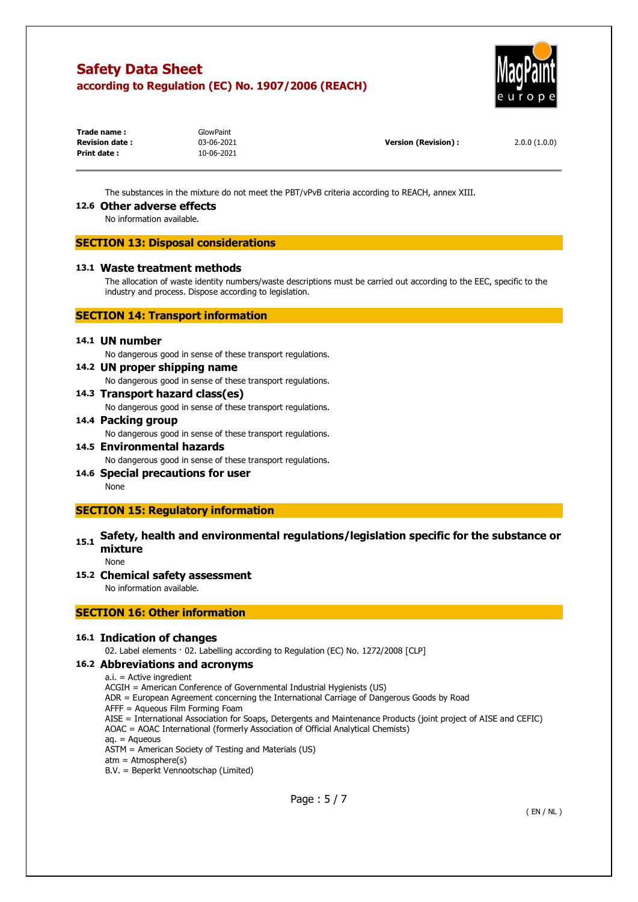The substances in the mixture do not meet the PBT/vPvB criteria according to REACH, annex XIII.

### 12.6 Other adverse effects

No information available.

## SECTION 13: Disposal considerations

### 13.1 Waste treatment methods

The allocation of waste identity numbers/waste descriptions must be carried out according to the EEC, specific to the industry and process. Dispose according to legislation.

## SECTION 14: Transport information

### 14.1 UN number

No dangerous good in sense of these transport regulations.

### 14.2 UN proper shipping name

No dangerous good in sense of these transport regulations.

### 14.3 Transport hazard class(es)

No dangerous good in sense of these transport regulations.

### 14.4 Packing group

No dangerous good in sense of these transport regulations.

### 14.5 Environmental hazards

No dangerous good in sense of these transport regulations.

### 14.6 Special precautions for user

None

## SECTION 15: Regulatory information

### 15.1 Safety, health and environmental regulations/legislation specific for the substance or mixture

None

### 15.2 Chemical safety assessment

No information available.

## SECTION 16: Other information

### 16.1 Indication of changes

02. Label elements · 02. Labelling according to Regulation (EC) No. 1272/2008 [CLP]

### 16.2 Abbreviations and acronyms

a.i. = Active ingredient
ACGIH = American Conference of Governmental Industrial Hygienists (US)
ADR = European Agreement concerning the International Carriage of Dangerous Goods by Road
AFFF = Aqueous Film Forming Foam
AISE = International Association for Soaps, Detergents and Maintenance Products (joint project of AISE and CEFIC)
AOAC = AOAC International (formerly Association of Official Analytical Chemists)
aq. = Aqueous
ASTM = American Society of Testing and Materials (US)
atm = Atmosphere(s)
B.V. = Beperkt Vennootschap (Limited)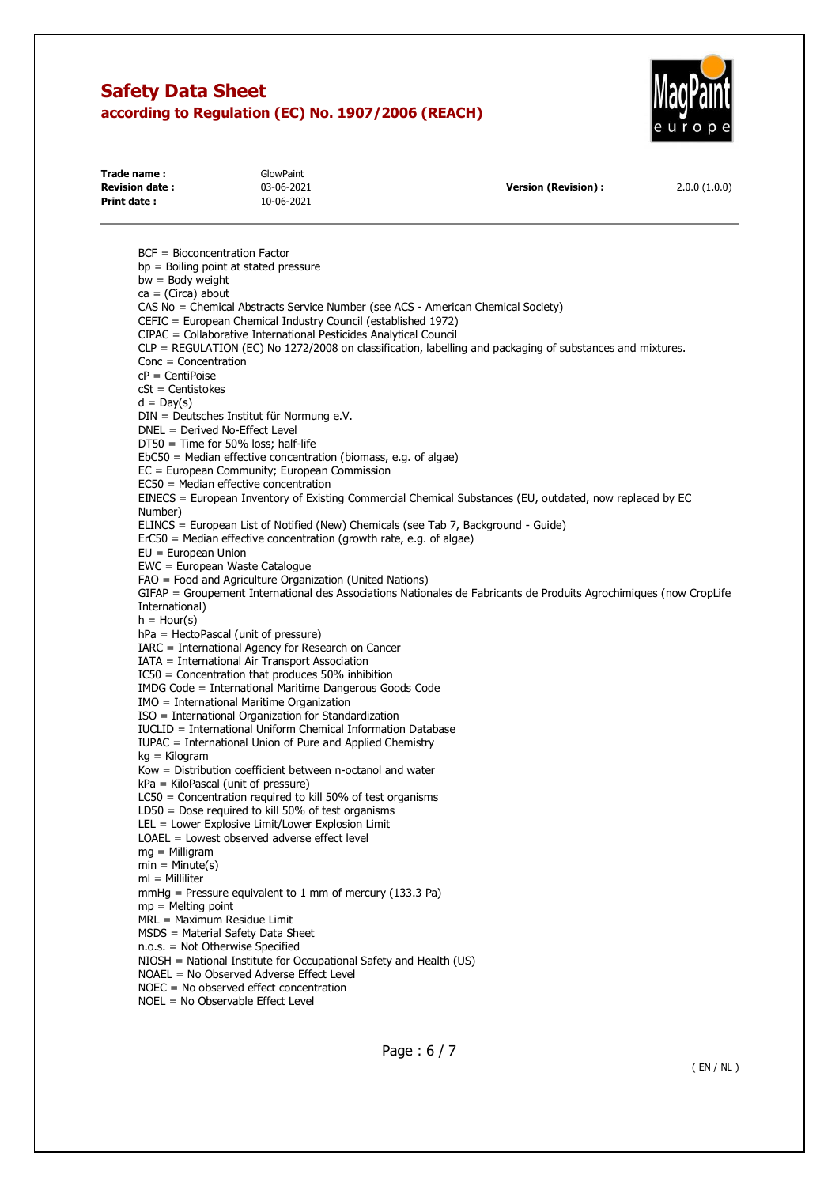BCF = Bioconcentration Factor
bp = Boiling point at stated pressure
bw = Body weight
ca = (Circa) about
CAS No = Chemical Abstracts Service Number (see ACS - American Chemical Society)
CEFIC = European Chemical Industry Council (established 1972)
CIPAC = Collaborative International Pesticides Analytical Council
CLP = REGULATION (EC) No 1272/2008 on classification, labelling and packaging of substances and mixtures.
Conc = Concentration
cP = CentiPoise
cSt = Centistokes
d = Day(s)
DIN = Deutsches Institut für Normung e.V.
DNEL = Derived No-Effect Level
DT50 = Time for 50% loss; half-life
EbC50 = Median effective concentration (biomass, e.g. of algae)
EC = European Community; European Commission
EC50 = Median effective concentration
EINECS = European Inventory of Existing Commercial Chemical Substances (EU, outdated, now replaced by EC Number)
ELINCS = European List of Notified (New) Chemicals (see Tab 7, Background - Guide)
ErC50 = Median effective concentration (growth rate, e.g. of algae)
EU = European Union
EWC = European Waste Catalogue
FAO = Food and Agriculture Organization (United Nations)
GIFAP = Groupement International des Associations Nationales de Fabricants de Produits Agrochimiques (now CropLife International)
h = Hour(s)
hPa = HectoPascal (unit of pressure)
IARC = International Agency for Research on Cancer
IATA = International Air Transport Association
IC50 = Concentration that produces 50% inhibition
IMDG Code = International Maritime Dangerous Goods Code
IMO = International Maritime Organization
ISO = International Organization for Standardization
IUCLID = International Uniform Chemical Information Database
IUPAC = International Union of Pure and Applied Chemistry
kg = Kilogram
Kow = Distribution coefficient between n-octanol and water
kPa = KiloPascal (unit of pressure)
LC50 = Concentration required to kill 50% of test organisms
LD50 = Dose required to kill 50% of test organisms
LEL = Lower Explosive Limit/Lower Explosion Limit
LOAEL = Lowest observed adverse effect level
mg = Milligram
min = Minute(s)
ml = Milliliter
mmHg = Pressure equivalent to 1 mm of mercury (133.3 Pa)
mp = Melting point
MRL = Maximum Residue Limit
MSDS = Material Safety Data Sheet
n.o.s. = Not Otherwise Specified
NIOSH = National Institute for Occupational Safety and Health (US)
NOAEL = No Observed Adverse Effect Level
NOEC = No observed effect concentration
NOEL = No Observable Effect Level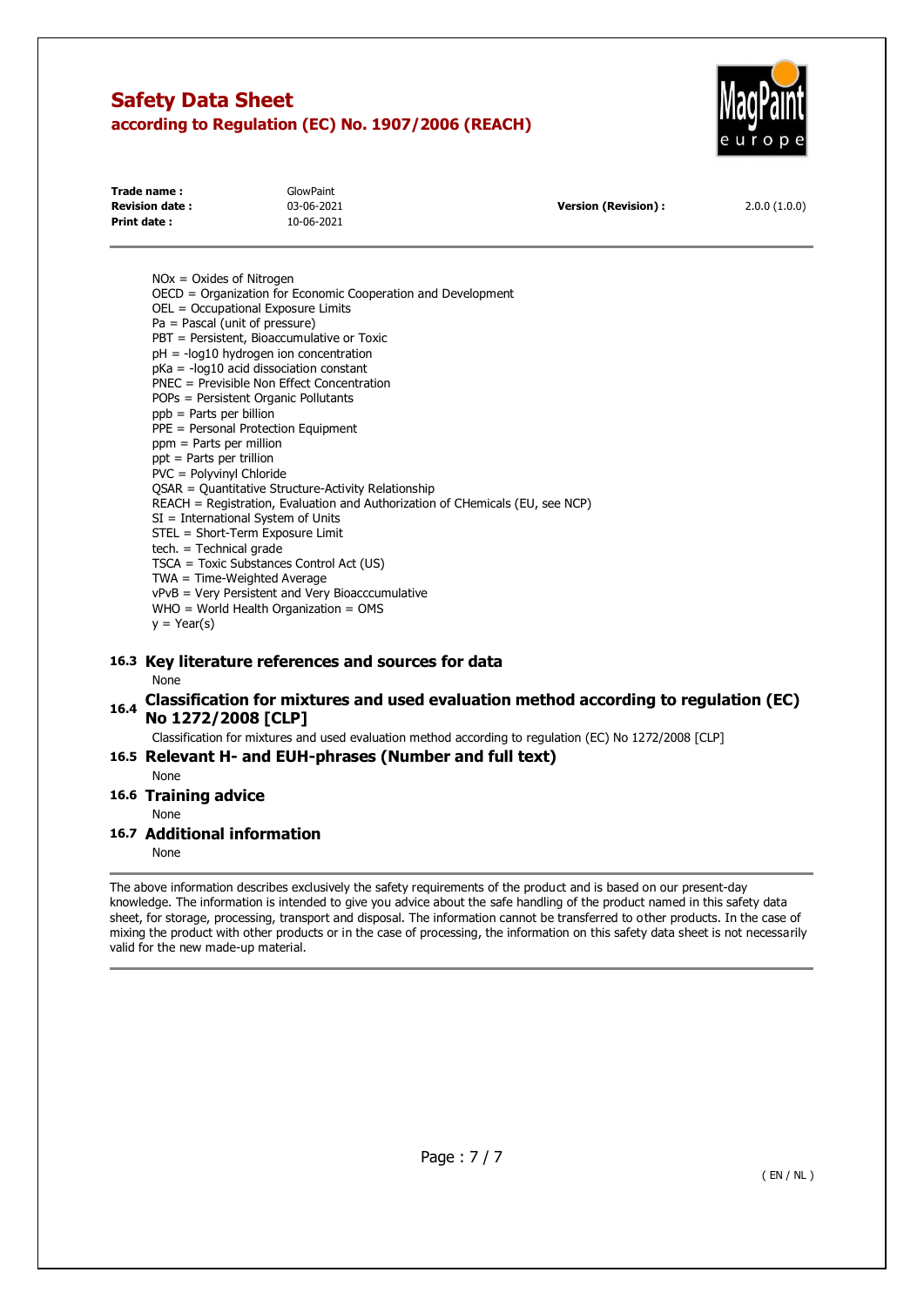NOx = Oxides of Nitrogen
OECD = Organization for Economic Cooperation and Development
OEL = Occupational Exposure Limits
Pa = Pascal (unit of pressure)
PBT = Persistent, Bioaccumulative or Toxic
pH = -log10 hydrogen ion concentration
pKa = -log10 acid dissociation constant
PNEC = Previsible Non Effect Concentration
POPs = Persistent Organic Pollutants
ppb = Parts per billion
PPE = Personal Protection Equipment
ppm = Parts per million
ppt = Parts per trillion
PVC = Polyvinyl Chloride
QSAR = Quantitative Structure-Activity Relationship
REACH = Registration, Evaluation and Authorization of CHemicals (EU, see NCP)
SI = International System of Units
STEL = Short-Term Exposure Limit
tech. = Technical grade
TSCA = Toxic Substances Control Act (US)
TWA = Time-Weighted Average
vPvB = Very Persistent and Very Bioacccumulative
WHO = World Health Organization = OMS
y = Year(s)

## 16.3 Key literature references and sources for data

None

## 16.4 Classification for mixtures and used evaluation method according to regulation (EC) No 1272/2008 [CLP]

Classification for mixtures and used evaluation method according to regulation (EC) No 1272/2008 [CLP]

## 16.5 Relevant H- and EUH-phrases (Number and full text)

None

## 16.6 Training advice

None

## 16.7 Additional information

None

---

The above information describes exclusively the safety requirements of the product and is based on our present-day knowledge. The information is intended to give you advice about the safe handling of the product named in this safety data sheet, for storage, processing, transport and disposal. The information cannot be transferred to other products. In the case of mixing the product with other products or in the case of processing, the information on this safety data sheet is not necessarily valid for the new made-up material.